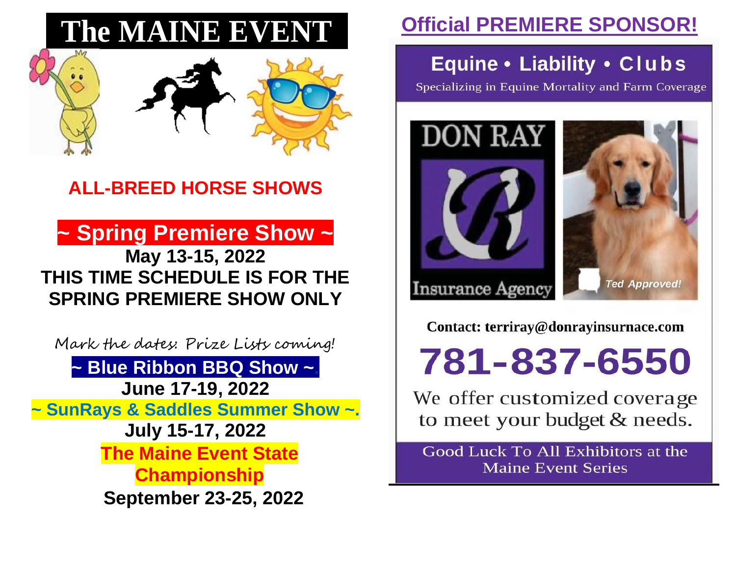# The MAINE EVENT

## ALL-BREED HORSE SHOWS

## ~ Spring Premiere Show ~

**May 13-15, 2022**

**THIS TIME SCHEDULE IS FOR THE SPRING PREMIERE SHOW ONLY**

Mark the dates: Prize Lists coming!

**~ Blue Ribbon BBQ Show ~**

**June 17-19, 2022**

**~ SunRays & Saddles Summer Show ~.**

**July 15-17, 2022**

**The Maine Event State Championship**

**September 23-25, 2022**

## Official PREMIERE SPONSOR!

**Equine • Liability • Clubs**

Specializing in Equine Mortality and Farm Coverage

DON RAY Insurance Agency

*Ted Approved!*

**Contact: terriray@donrayinsurnace.com**

**781-837-6550**

We offer customized coverage to meet your budget & needs.

Good Luck To All Exhibitors at the Maine Event Series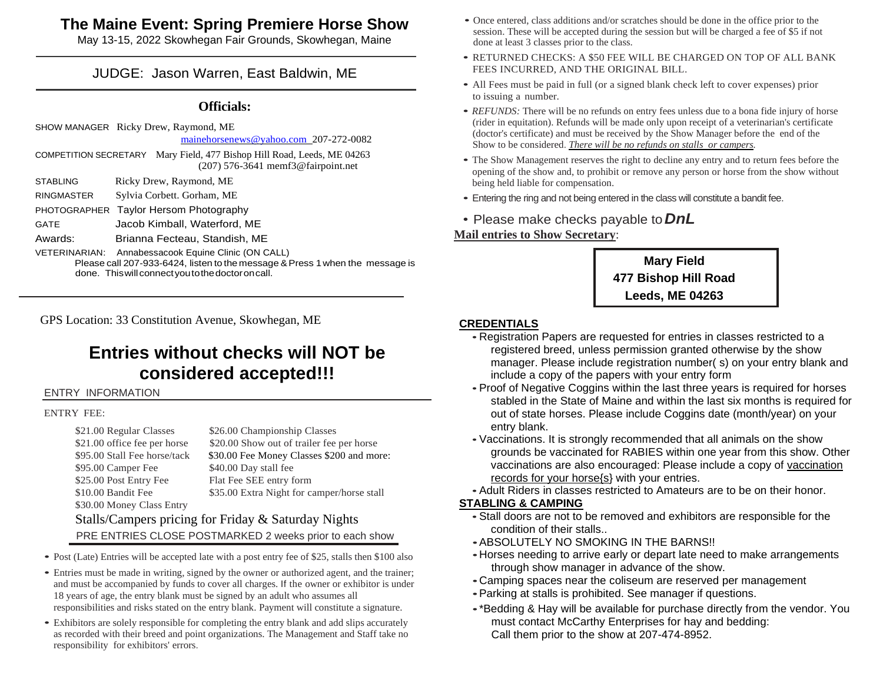# The Maine Event: Spring Premiere Horse Show

May 13-15, 2022 Skowhegan Fair Grounds, Skowhegan, Maine

## JUDGE: Jason Warren, East Baldwin, ME

### Officials:

SHOW MANAGER Ricky Drew, Raymond, ME
mainehorsenews@yahoo.com 207-272-0082

COMPETITION SECRETARY Mary Field, 477 Bishop Hill Road, Leeds, ME 04263
(207) 576-3641 memf3@fairpoint.net

STABLING Ricky Drew, Raymond, ME

RINGMASTER Sylvia Corbett. Gorham, ME

PHOTOGRAPHER Taylor Hersom Photography

GATE Jacob Kimball, Waterford, ME

Awards: Brianna Fecteau, Standish, ME

VETERINARIAN: Annabessacook Equine Clinic (ON CALL)
Please call 207-933-6424, listen to the message & Press 1 when the message is done. This will connect you to the doctor on call.

GPS Location: 33 Constitution Avenue, Skowhegan, ME

## Entries without checks will NOT be considered accepted!!!

ENTRY INFORMATION

ENTRY FEE:

| | |
|---|---|
| $21.00 Regular Classes | $26.00 Championship Classes |
| $21.00 office fee per horse | $20.00 Show out of trailer fee per horse |
| $95.00 Stall Fee horse/tack | $30.00 Fee Money Classes $200 and more: |
| $95.00 Camper Fee | $40.00 Day stall fee |
| $25.00 Post Entry Fee | Flat Fee SEE entry form |
| $10.00 Bandit Fee | $35.00 Extra Night for camper/horse stall |
| $30.00 Money Class Entry | |

Stalls/Campers pricing for Friday & Saturday Nights

PRE ENTRIES CLOSE POSTMARKED 2 weeks prior to each show

- Post (Late) Entries will be accepted late with a post entry fee of $25, stalls then $100 also
- Entries must be made in writing, signed by the owner or authorized agent, and the trainer; and must be accompanied by funds to cover all charges. If the owner or exhibitor is under 18 years of age, the entry blank must be signed by an adult who assumes all responsibilities and risks stated on the entry blank. Payment will constitute a signature.
- Exhibitors are solely responsible for completing the entry blank and add slips accurately as recorded with their breed and point organizations. The Management and Staff take no responsibility for exhibitors' errors.
- Once entered, class additions and/or scratches should be done in the office prior to the session. These will be accepted during the session but will be charged a fee of $5 if not done at least 3 classes prior to the class.
- RETURNED CHECKS: A $50 FEE WILL BE CHARGED ON TOP OF ALL BANK FEES INCURRED, AND THE ORIGINAL BILL.
- All Fees must be paid in full (or a signed blank check left to cover expenses) prior to issuing a number.
- *REFUNDS:* There will be no refunds on entry fees unless due to a bona fide injury of horse (rider in equitation). Refunds will be made only upon receipt of a veterinarian's certificate (doctor's certificate) and must be received by the Show Manager before the end of the Show to be considered. ***There will be no refunds on stalls or campers.***
- The Show Management reserves the right to decline any entry and to return fees before the opening of the show and, to prohibit or remove any person or horse from the show without being held liable for compensation.
- Entering the ring and not being entered in the class will constitute a bandit fee.
- Please make checks payable to ***DnL***

**Mail entries to Show Secretary**:

**Mary Field**
**477 Bishop Hill Road**
**Leeds, ME 04263**

**CREDENTIALS**

- Registration Papers are requested for entries in classes restricted to a registered breed, unless permission granted otherwise by the show manager. Please include registration number( s) on your entry blank and include a copy of the papers with your entry form
- Proof of Negative Coggins within the last three years is required for horses stabled in the State of Maine and within the last six months is required for out of state horses. Please include Coggins date (month/year) on your entry blank.
- Vaccinations. It is strongly recommended that all animals on the show grounds be vaccinated for RABIES within one year from this show. Other vaccinations are also encouraged: Please include a copy of vaccination records for your horse{s} with your entries.
- Adult Riders in classes restricted to Amateurs are to be on their honor.

**STABLING & CAMPING**

- Stall doors are not to be removed and exhibitors are responsible for the condition of their stalls..
- ABSOLUTELY NO SMOKING IN THE BARNS!!
- Horses needing to arrive early or depart late need to make arrangements through show manager in advance of the show.
- Camping spaces near the coliseum are reserved per management
- Parking at stalls is prohibited. See manager if questions.
- *Bedding & Hay will be available for purchase directly from the vendor. You must contact McCarthy Enterprises for hay and bedding: Call them prior to the show at 207-474-8952.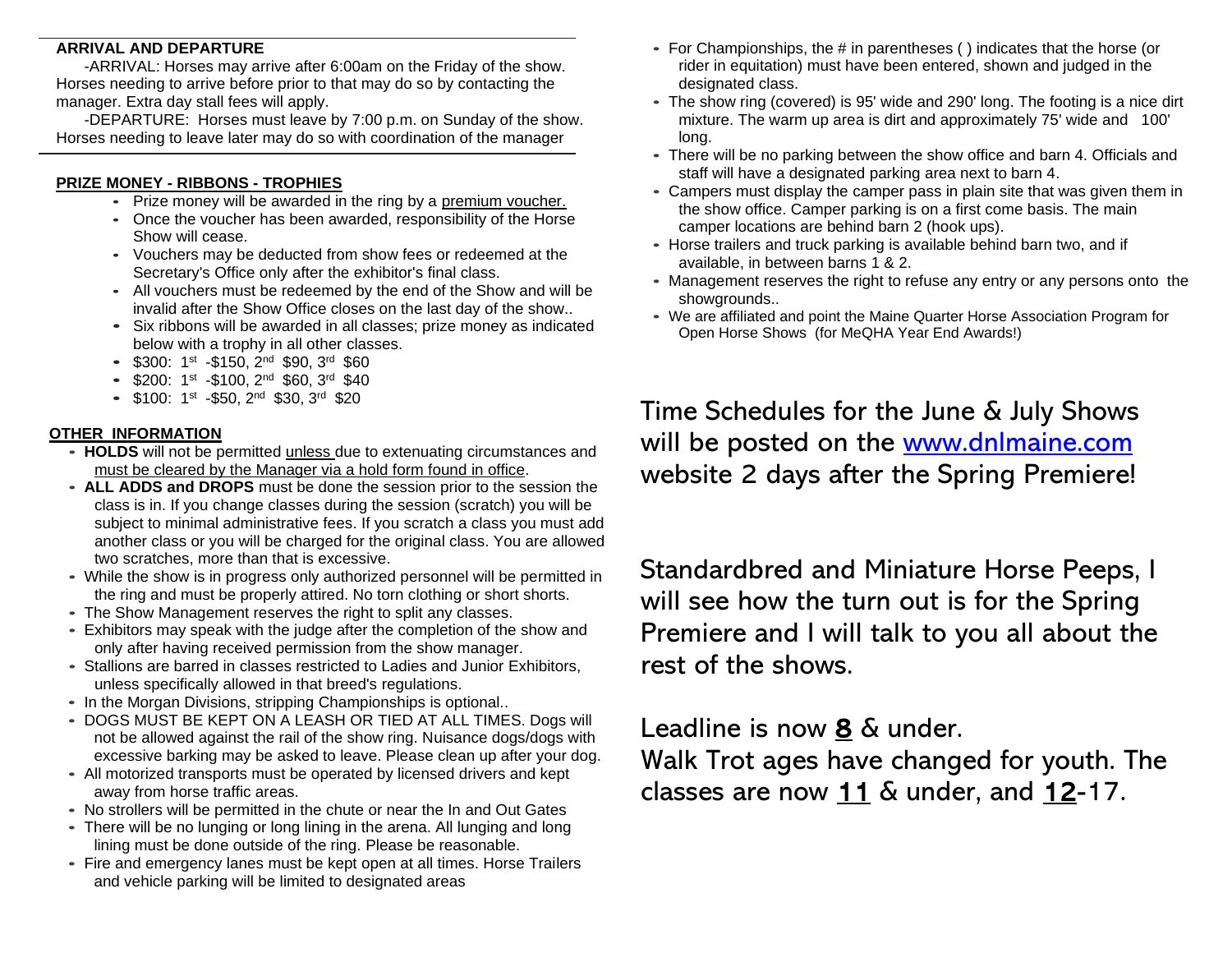**ARRIVAL AND DEPARTURE**

-ARRIVAL: Horses may arrive after 6:00am on the Friday of the show. Horses needing to arrive before prior to that may do so by contacting the manager. Extra day stall fees will apply.

-DEPARTURE: Horses must leave by 7:00 p.m. on Sunday of the show. Horses needing to leave later may do so with coordination of the manager

**PRIZE MONEY - RIBBONS - TROPHIES**

- Prize money will be awarded in the ring by a premium voucher.
- Once the voucher has been awarded, responsibility of the Horse Show will cease.
- Vouchers may be deducted from show fees or redeemed at the Secretary's Office only after the exhibitor's final class.
- All vouchers must be redeemed by the end of the Show and will be invalid after the Show Office closes on the last day of the show..
- Six ribbons will be awarded in all classes; prize money as indicated below with a trophy in all other classes.
- $300: 1st -$150, 2nd $90, 3rd $60
- $200: 1st -$100, 2nd $60, 3rd $40
- $100: 1st -$50, 2nd $30, 3rd $20

**OTHER INFORMATION**

- **HOLDS** will not be permitted unless due to extenuating circumstances and must be cleared by the Manager via a hold form found in office.
- **ALL ADDS and DROPS** must be done the session prior to the session the class is in. If you change classes during the session (scratch) you will be subject to minimal administrative fees. If you scratch a class you must add another class or you will be charged for the original class. You are allowed two scratches, more than that is excessive.
- While the show is in progress only authorized personnel will be permitted in the ring and must be properly attired. No torn clothing or short shorts.
- The Show Management reserves the right to split any classes.
- Exhibitors may speak with the judge after the completion of the show and only after having received permission from the show manager.
- Stallions are barred in classes restricted to Ladies and Junior Exhibitors, unless specifically allowed in that breed's regulations.
- In the Morgan Divisions, stripping Championships is optional..
- DOGS MUST BE KEPT ON A LEASH OR TIED AT ALL TIMES. Dogs will not be allowed against the rail of the show ring. Nuisance dogs/dogs with excessive barking may be asked to leave. Please clean up after your dog.
- All motorized transports must be operated by licensed drivers and kept away from horse traffic areas.
- No strollers will be permitted in the chute or near the In and Out Gates
- There will be no lunging or long lining in the arena. All lunging and long lining must be done outside of the ring. Please be reasonable.
- Fire and emergency lanes must be kept open at all times. Horse Trailers and vehicle parking will be limited to designated areas
- For Championships, the # in parentheses ( ) indicates that the horse (or rider in equitation) must have been entered, shown and judged in the designated class.
- The show ring (covered) is 95' wide and 290' long. The footing is a nice dirt mixture. The warm up area is dirt and approximately 75' wide and 100' long.
- There will be no parking between the show office and barn 4. Officials and staff will have a designated parking area next to barn 4.
- Campers must display the camper pass in plain site that was given them in the show office. Camper parking is on a first come basis. The main camper locations are behind barn 2 (hook ups).
- Horse trailers and truck parking is available behind barn two, and if available, in between barns 1 & 2.
- Management reserves the right to refuse any entry or any persons onto the showgrounds..
- We are affiliated and point the Maine Quarter Horse Association Program for Open Horse Shows (for MeQHA Year End Awards!)

Time Schedules for the June & July Shows will be posted on the www.dnlmaine.com website 2 days after the Spring Premiere!

Standardbred and Miniature Horse Peeps, I will see how the turn out is for the Spring Premiere and I will talk to you all about the rest of the shows.

Leadline is now **8** & under.
Walk Trot ages have changed for youth. The classes are now **11** & under, and **12**-17.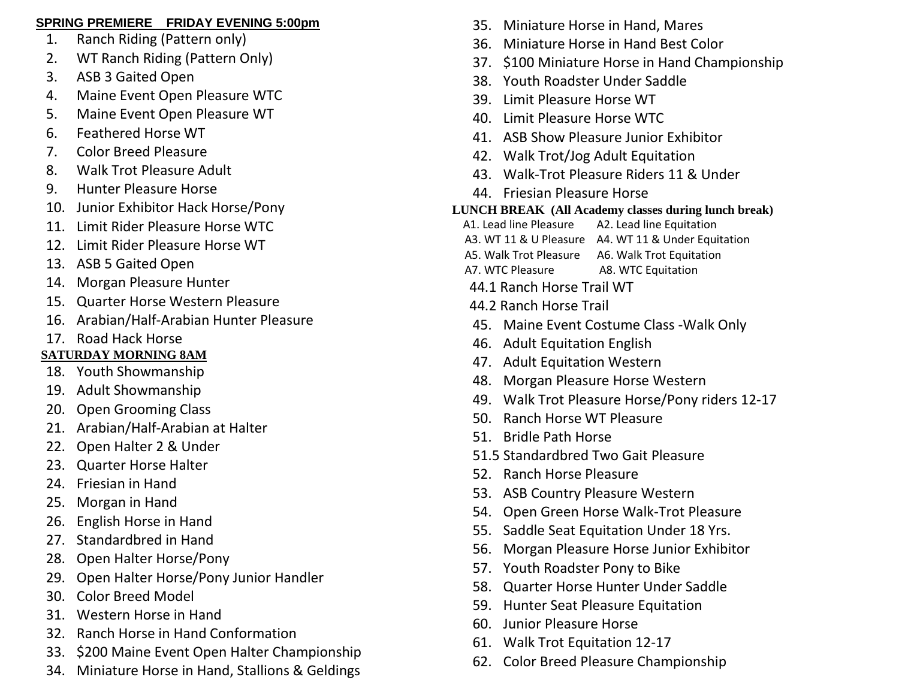**SPRING PREMIERE FRIDAY EVENING 5:00pm**

1. Ranch Riding (Pattern only)
2. WT Ranch Riding (Pattern Only)
3. ASB 3 Gaited Open
4. Maine Event Open Pleasure WTC
5. Maine Event Open Pleasure WT
6. Feathered Horse WT
7. Color Breed Pleasure
8. Walk Trot Pleasure Adult
9. Hunter Pleasure Horse
10. Junior Exhibitor Hack Horse/Pony
11. Limit Rider Pleasure Horse WTC
12. Limit Rider Pleasure Horse WT
13. ASB 5 Gaited Open
14. Morgan Pleasure Hunter
15. Quarter Horse Western Pleasure
16. Arabian/Half-Arabian Hunter Pleasure
17. Road Hack Horse

**SATURDAY MORNING 8AM**

18. Youth Showmanship
19. Adult Showmanship
20. Open Grooming Class
21. Arabian/Half-Arabian at Halter
22. Open Halter 2 & Under
23. Quarter Horse Halter
24. Friesian in Hand
25. Morgan in Hand
26. English Horse in Hand
27. Standardbred in Hand
28. Open Halter Horse/Pony
29. Open Halter Horse/Pony Junior Handler
30. Color Breed Model
31. Western Horse in Hand
32. Ranch Horse in Hand Conformation
33. $200 Maine Event Open Halter Championship
34. Miniature Horse in Hand, Stallions & Geldings
35. Miniature Horse in Hand, Mares
36. Miniature Horse in Hand Best Color
37. $100 Miniature Horse in Hand Championship
38. Youth Roadster Under Saddle
39. Limit Pleasure Horse WT
40. Limit Pleasure Horse WTC
41. ASB Show Pleasure Junior Exhibitor
42. Walk Trot/Jog Adult Equitation
43. Walk-Trot Pleasure Riders 11 & Under
44. Friesian Pleasure Horse

**LUNCH BREAK (All Academy classes during lunch break)**

A1. Lead line Pleasure A2. Lead line Equitation
A3. WT 11 & U Pleasure A4. WT 11 & Under Equitation
A5. Walk Trot Pleasure A6. Walk Trot Equitation
A7. WTC Pleasure A8. WTC Equitation

44.1 Ranch Horse Trail WT
44.2 Ranch Horse Trail

45. Maine Event Costume Class -Walk Only
46. Adult Equitation English
47. Adult Equitation Western
48. Morgan Pleasure Horse Western
49. Walk Trot Pleasure Horse/Pony riders 12-17
50. Ranch Horse WT Pleasure
51. Bridle Path Horse

51.5 Standardbred Two Gait Pleasure

52. Ranch Horse Pleasure
53. ASB Country Pleasure Western
54. Open Green Horse Walk-Trot Pleasure
55. Saddle Seat Equitation Under 18 Yrs.
56. Morgan Pleasure Horse Junior Exhibitor
57. Youth Roadster Pony to Bike
58. Quarter Horse Hunter Under Saddle
59. Hunter Seat Pleasure Equitation
60. Junior Pleasure Horse
61. Walk Trot Equitation 12-17
62. Color Breed Pleasure Championship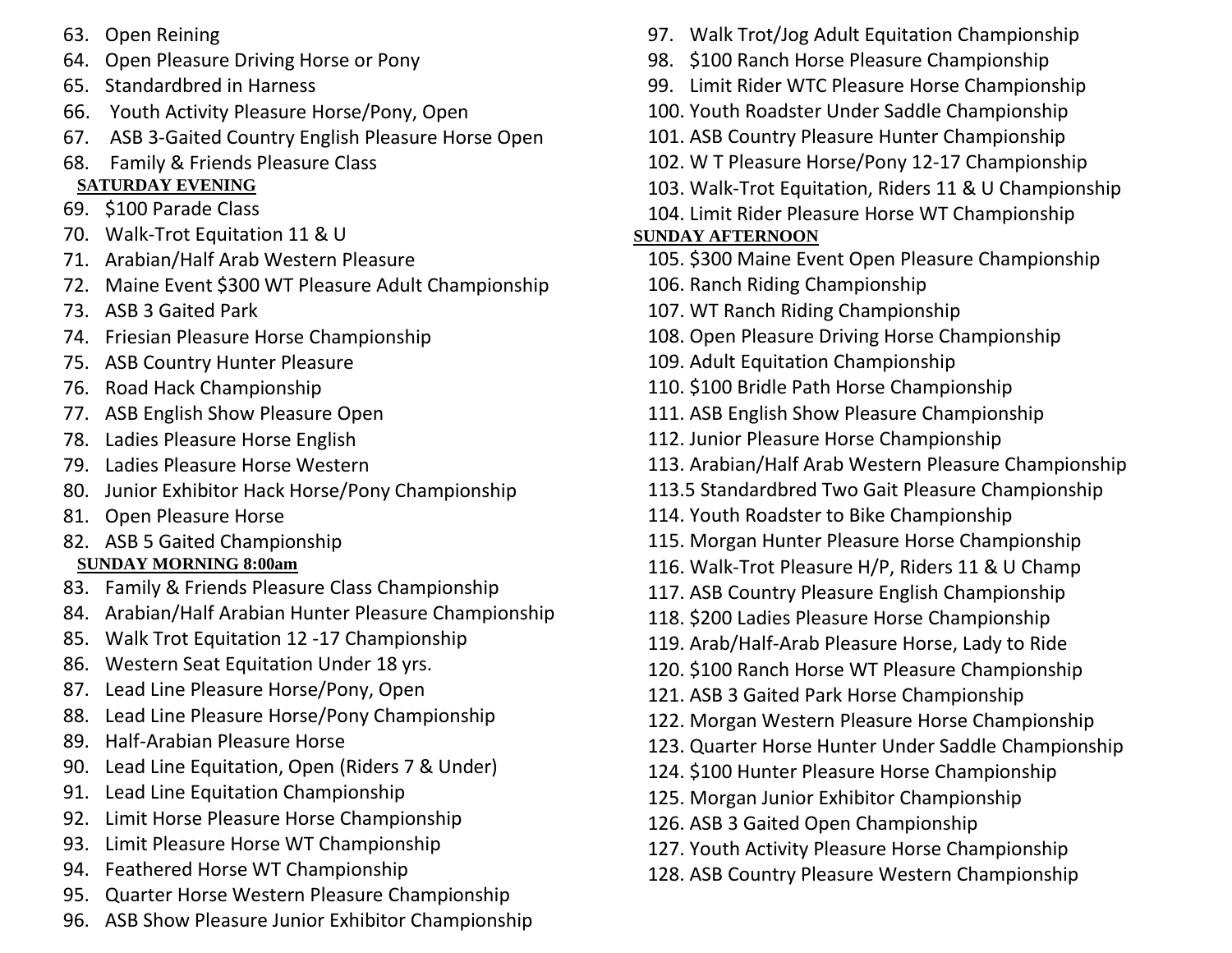63. Open Reining
64. Open Pleasure Driving Horse or Pony
65. Standardbred in Harness
66. Youth Activity Pleasure Horse/Pony, Open
67. ASB 3-Gaited Country English Pleasure Horse Open
68. Family & Friends Pleasure Class

**SATURDAY EVENING**

69. $100 Parade Class
70. Walk-Trot Equitation 11 & U
71. Arabian/Half Arab Western Pleasure
72. Maine Event $300 WT Pleasure Adult Championship
73. ASB 3 Gaited Park
74. Friesian Pleasure Horse Championship
75. ASB Country Hunter Pleasure
76. Road Hack Championship
77. ASB English Show Pleasure Open
78. Ladies Pleasure Horse English
79. Ladies Pleasure Horse Western
80. Junior Exhibitor Hack Horse/Pony Championship
81. Open Pleasure Horse
82. ASB 5 Gaited Championship

**SUNDAY MORNING 8:00am**

83. Family & Friends Pleasure Class Championship
84. Arabian/Half Arabian Hunter Pleasure Championship
85. Walk Trot Equitation 12 -17 Championship
86. Western Seat Equitation Under 18 yrs.
87. Lead Line Pleasure Horse/Pony, Open
88. Lead Line Pleasure Horse/Pony Championship
89. Half-Arabian Pleasure Horse
90. Lead Line Equitation, Open (Riders 7 & Under)
91. Lead Line Equitation Championship
92. Limit Horse Pleasure Horse Championship
93. Limit Pleasure Horse WT Championship
94. Feathered Horse WT Championship
95. Quarter Horse Western Pleasure Championship
96. ASB Show Pleasure Junior Exhibitor Championship
97. Walk Trot/Jog Adult Equitation Championship
98. $100 Ranch Horse Pleasure Championship
99. Limit Rider WTC Pleasure Horse Championship
100. Youth Roadster Under Saddle Championship
101. ASB Country Pleasure Hunter Championship
102. W T Pleasure Horse/Pony 12-17 Championship
103. Walk-Trot Equitation, Riders 11 & U Championship
104. Limit Rider Pleasure Horse WT Championship

**SUNDAY AFTERNOON**

105. $300 Maine Event Open Pleasure Championship
106. Ranch Riding Championship
107. WT Ranch Riding Championship
108. Open Pleasure Driving Horse Championship
109. Adult Equitation Championship
110. $100 Bridle Path Horse Championship
111. ASB English Show Pleasure Championship
112. Junior Pleasure Horse Championship
113. Arabian/Half Arab Western Pleasure Championship

113.5 Standardbred Two Gait Pleasure Championship

114. Youth Roadster to Bike Championship
115. Morgan Hunter Pleasure Horse Championship
116. Walk-Trot Pleasure H/P, Riders 11 & U Champ
117. ASB Country Pleasure English Championship
118. $200 Ladies Pleasure Horse Championship
119. Arab/Half-Arab Pleasure Horse, Lady to Ride
120. $100 Ranch Horse WT Pleasure Championship
121. ASB 3 Gaited Park Horse Championship
122. Morgan Western Pleasure Horse Championship
123. Quarter Horse Hunter Under Saddle Championship
124. $100 Hunter Pleasure Horse Championship
125. Morgan Junior Exhibitor Championship
126. ASB 3 Gaited Open Championship
127. Youth Activity Pleasure Horse Championship
128. ASB Country Pleasure Western Championship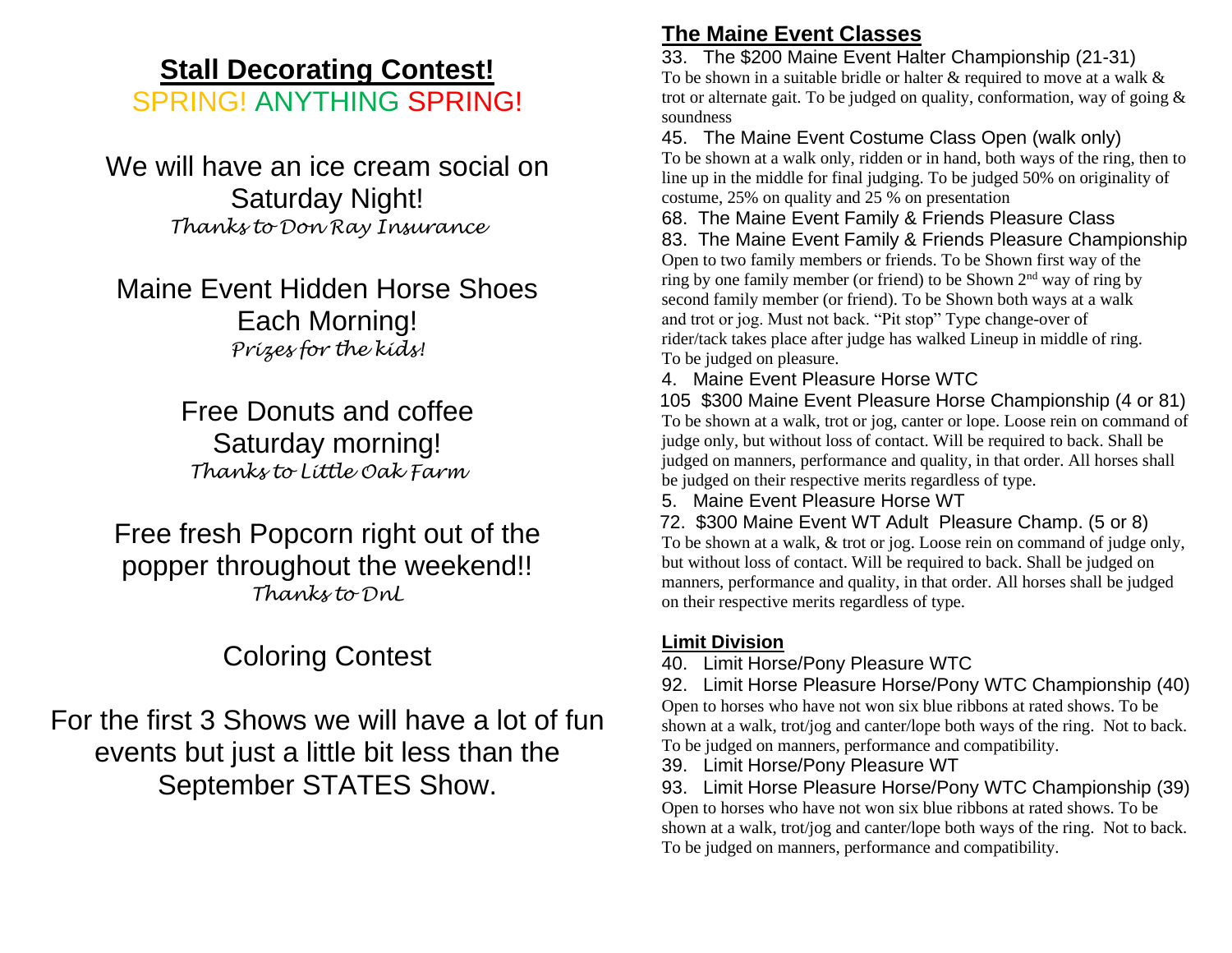## Stall Decorating Contest!

SPRING! ANYTHING SPRING!

We will have an ice cream social on Saturday Night!

*Thanks to Don Ray Insurance*

Maine Event Hidden Horse Shoes Each Morning!

*Prizes for the kids!*

Free Donuts and coffee Saturday morning!

*Thanks to Little Oak Farm*

Free fresh Popcorn right out of the popper throughout the weekend!!

*Thanks to DnL*

Coloring Contest

For the first 3 Shows we will have a lot of fun events but just a little bit less than the September STATES Show.

## The Maine Event Classes

33. The $200 Maine Event Halter Championship (21-31)

To be shown in a suitable bridle or halter & required to move at a walk & trot or alternate gait. To be judged on quality, conformation, way of going & soundness

45. The Maine Event Costume Class Open (walk only)

To be shown at a walk only, ridden or in hand, both ways of the ring, then to line up in the middle for final judging. To be judged 50% on originality of costume, 25% on quality and 25 % on presentation

68. The Maine Event Family & Friends Pleasure Class

83. The Maine Event Family & Friends Pleasure Championship

Open to two family members or friends. To be Shown first way of the ring by one family member (or friend) to be Shown 2nd way of ring by second family member (or friend). To be Shown both ways at a walk and trot or jog. Must not back. "Pit stop" Type change-over of rider/tack takes place after judge has walked Lineup in middle of ring. To be judged on pleasure.

4. Maine Event Pleasure Horse WTC

105 $300 Maine Event Pleasure Horse Championship (4 or 81)

To be shown at a walk, trot or jog, canter or lope. Loose rein on command of judge only, but without loss of contact. Will be required to back. Shall be judged on manners, performance and quality, in that order. All horses shall be judged on their respective merits regardless of type.

5. Maine Event Pleasure Horse WT

72. $300 Maine Event WT Adult Pleasure Champ. (5 or 8)

To be shown at a walk, & trot or jog. Loose rein on command of judge only, but without loss of contact. Will be required to back. Shall be judged on manners, performance and quality, in that order. All horses shall be judged on their respective merits regardless of type.

### Limit Division

40. Limit Horse/Pony Pleasure WTC

92. Limit Horse Pleasure Horse/Pony WTC Championship (40)

Open to horses who have not won six blue ribbons at rated shows. To be shown at a walk, trot/jog and canter/lope both ways of the ring. Not to back. To be judged on manners, performance and compatibility.

39. Limit Horse/Pony Pleasure WT

93. Limit Horse Pleasure Horse/Pony WTC Championship (39)

Open to horses who have not won six blue ribbons at rated shows. To be shown at a walk, trot/jog and canter/lope both ways of the ring. Not to back. To be judged on manners, performance and compatibility.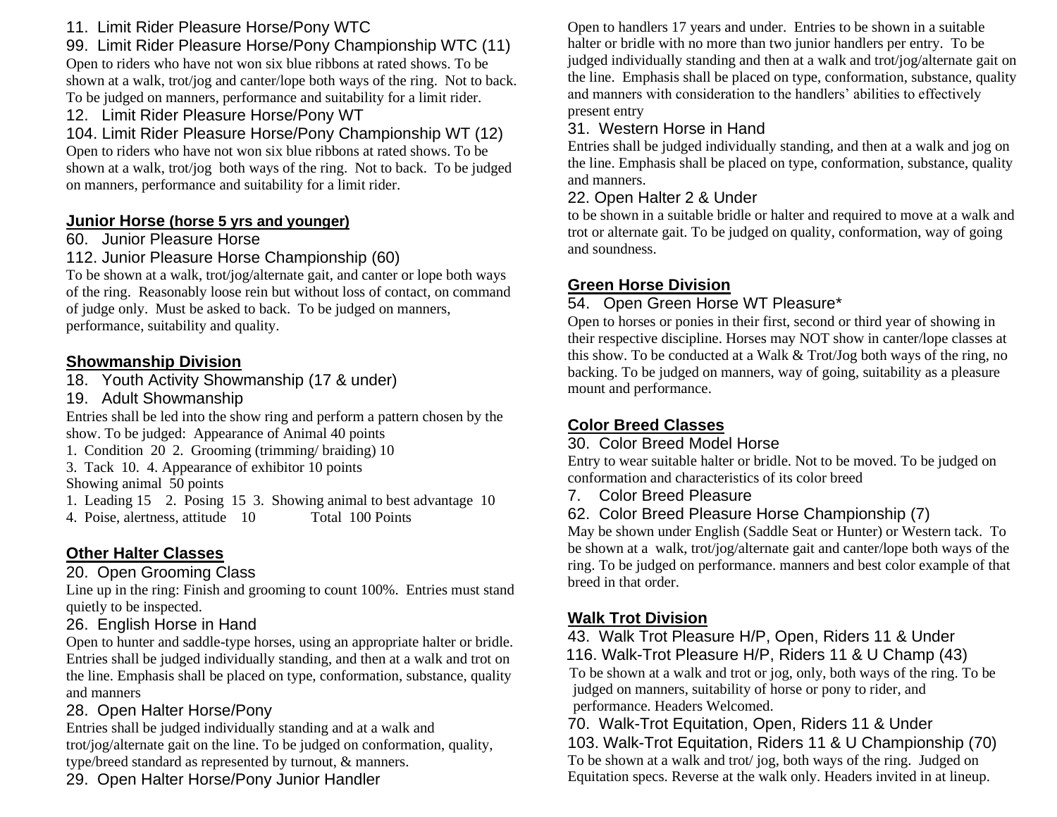11. Limit Rider Pleasure Horse/Pony WTC

99. Limit Rider Pleasure Horse/Pony Championship WTC (11)

Open to riders who have not won six blue ribbons at rated shows. To be shown at a walk, trot/jog and canter/lope both ways of the ring. Not to back. To be judged on manners, performance and suitability for a limit rider.

12. Limit Rider Pleasure Horse/Pony WT

104. Limit Rider Pleasure Horse/Pony Championship WT (12)

Open to riders who have not won six blue ribbons at rated shows. To be shown at a walk, trot/jog both ways of the ring. Not to back. To be judged on manners, performance and suitability for a limit rider.

## **Junior Horse (horse 5 yrs and younger)**

60. Junior Pleasure Horse

112. Junior Pleasure Horse Championship (60)

To be shown at a walk, trot/jog/alternate gait, and canter or lope both ways of the ring. Reasonably loose rein but without loss of contact, on command of judge only. Must be asked to back. To be judged on manners, performance, suitability and quality.

## **Showmanship Division**

18. Youth Activity Showmanship (17 & under)

19. Adult Showmanship

Entries shall be led into the show ring and perform a pattern chosen by the show. To be judged: Appearance of Animal 40 points

1. Condition 20 2. Grooming (trimming/ braiding) 10
3. Tack 10. 4. Appearance of exhibitor 10 points

Showing animal 50 points

1. Leading 15 2. Posing 15 3. Showing animal to best advantage 10
4. Poise, alertness, attitude 10 Total 100 Points

## **Other Halter Classes**

20. Open Grooming Class

Line up in the ring: Finish and grooming to count 100%. Entries must stand quietly to be inspected.

26. English Horse in Hand

Open to hunter and saddle-type horses, using an appropriate halter or bridle. Entries shall be judged individually standing, and then at a walk and trot on the line. Emphasis shall be placed on type, conformation, substance, quality and manners

28. Open Halter Horse/Pony

Entries shall be judged individually standing and at a walk and trot/jog/alternate gait on the line. To be judged on conformation, quality, type/breed standard as represented by turnout, & manners.

29. Open Halter Horse/Pony Junior Handler

Open to handlers 17 years and under. Entries to be shown in a suitable halter or bridle with no more than two junior handlers per entry. To be judged individually standing and then at a walk and trot/jog/alternate gait on the line. Emphasis shall be placed on type, conformation, substance, quality and manners with consideration to the handlers' abilities to effectively present entry

31. Western Horse in Hand

Entries shall be judged individually standing, and then at a walk and jog on the line. Emphasis shall be placed on type, conformation, substance, quality and manners.

22. Open Halter 2 & Under

to be shown in a suitable bridle or halter and required to move at a walk and trot or alternate gait. To be judged on quality, conformation, way of going and soundness.

## **Green Horse Division**

54. Open Green Horse WT Pleasure*

Open to horses or ponies in their first, second or third year of showing in their respective discipline. Horses may NOT show in canter/lope classes at this show. To be conducted at a Walk & Trot/Jog both ways of the ring, no backing. To be judged on manners, way of going, suitability as a pleasure mount and performance.

## **Color Breed Classes**

30. Color Breed Model Horse

Entry to wear suitable halter or bridle. Not to be moved. To be judged on conformation and characteristics of its color breed

7. Color Breed Pleasure

62. Color Breed Pleasure Horse Championship (7)

May be shown under English (Saddle Seat or Hunter) or Western tack. To be shown at a walk, trot/jog/alternate gait and canter/lope both ways of the ring. To be judged on performance. manners and best color example of that breed in that order.

## **Walk Trot Division**

43. Walk Trot Pleasure H/P, Open, Riders 11 & Under

116. Walk-Trot Pleasure H/P, Riders 11 & U Champ (43)

To be shown at a walk and trot or jog, only, both ways of the ring. To be judged on manners, suitability of horse or pony to rider, and performance. Headers Welcomed.

70. Walk-Trot Equitation, Open, Riders 11 & Under

103. Walk-Trot Equitation, Riders 11 & U Championship (70)

To be shown at a walk and trot/ jog, both ways of the ring. Judged on Equitation specs. Reverse at the walk only. Headers invited in at lineup.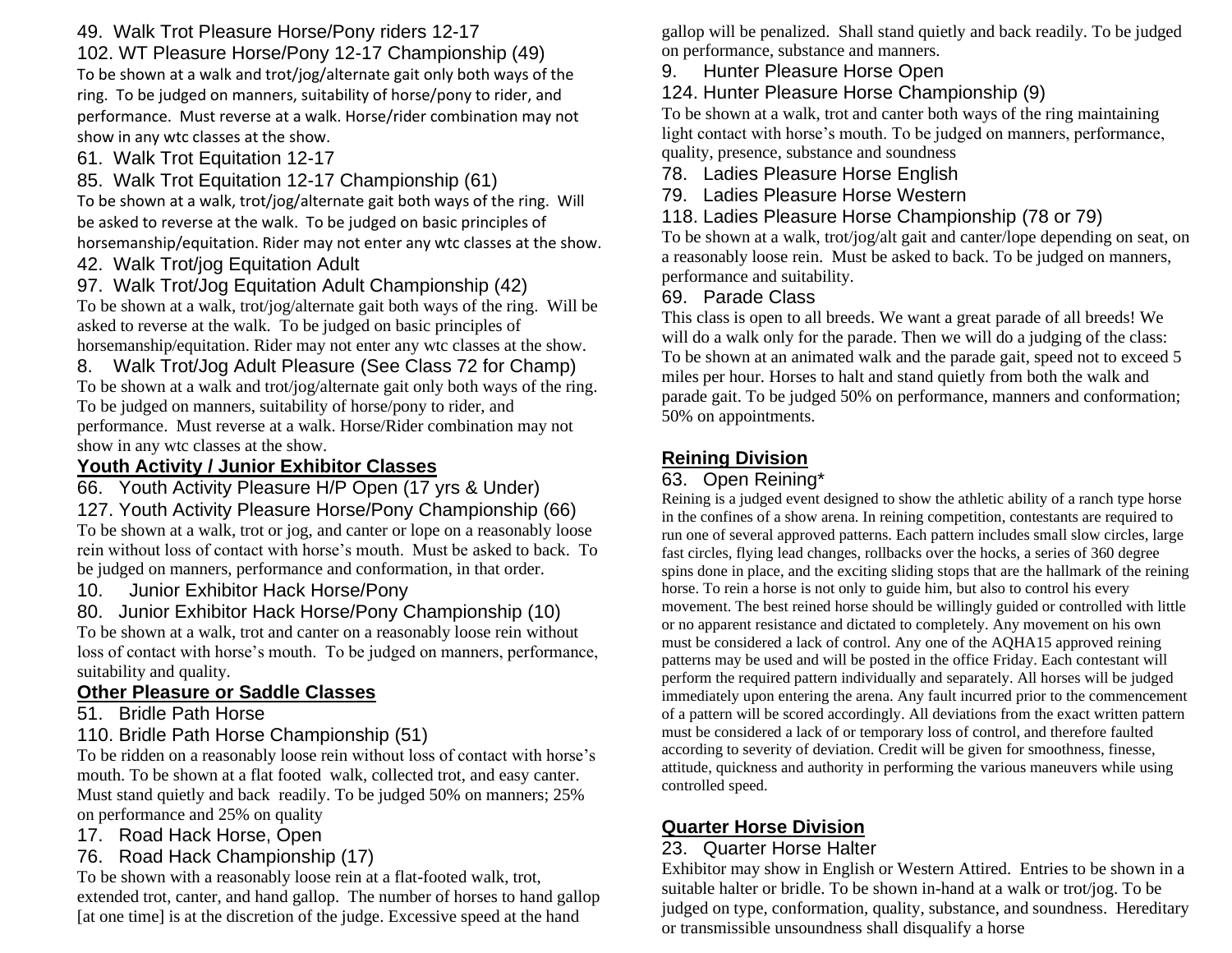49. Walk Trot Pleasure Horse/Pony riders 12-17

102. WT Pleasure Horse/Pony 12-17 Championship (49)

To be shown at a walk and trot/jog/alternate gait only both ways of the ring. To be judged on manners, suitability of horse/pony to rider, and performance. Must reverse at a walk. Horse/rider combination may not show in any wtc classes at the show.

61. Walk Trot Equitation 12-17

85. Walk Trot Equitation 12-17 Championship (61)

To be shown at a walk, trot/jog/alternate gait both ways of the ring. Will be asked to reverse at the walk. To be judged on basic principles of horsemanship/equitation. Rider may not enter any wtc classes at the show.

42. Walk Trot/jog Equitation Adult

97. Walk Trot/Jog Equitation Adult Championship (42)

To be shown at a walk, trot/jog/alternate gait both ways of the ring. Will be asked to reverse at the walk. To be judged on basic principles of horsemanship/equitation. Rider may not enter any wtc classes at the show.

8. Walk Trot/Jog Adult Pleasure (See Class 72 for Champ)

To be shown at a walk and trot/jog/alternate gait only both ways of the ring. To be judged on manners, suitability of horse/pony to rider, and performance. Must reverse at a walk. Horse/Rider combination may not show in any wtc classes at the show.

## Youth Activity / Junior Exhibitor Classes

66. Youth Activity Pleasure H/P Open (17 yrs & Under)

127. Youth Activity Pleasure Horse/Pony Championship (66)

To be shown at a walk, trot or jog, and canter or lope on a reasonably loose rein without loss of contact with horse's mouth. Must be asked to back. To be judged on manners, performance and conformation, in that order.

10. Junior Exhibitor Hack Horse/Pony

80. Junior Exhibitor Hack Horse/Pony Championship (10)

To be shown at a walk, trot and canter on a reasonably loose rein without loss of contact with horse's mouth. To be judged on manners, performance, suitability and quality.

## Other Pleasure or Saddle Classes

51. Bridle Path Horse

110. Bridle Path Horse Championship (51)

To be ridden on a reasonably loose rein without loss of contact with horse's mouth. To be shown at a flat footed walk, collected trot, and easy canter. Must stand quietly and back readily. To be judged 50% on manners; 25% on performance and 25% on quality

17. Road Hack Horse, Open

76. Road Hack Championship (17)

To be shown with a reasonably loose rein at a flat-footed walk, trot, extended trot, canter, and hand gallop. The number of horses to hand gallop [at one time] is at the discretion of the judge. Excessive speed at the hand gallop will be penalized. Shall stand quietly and back readily. To be judged on performance, substance and manners.

9. Hunter Pleasure Horse Open

124. Hunter Pleasure Horse Championship (9)

To be shown at a walk, trot and canter both ways of the ring maintaining light contact with horse's mouth. To be judged on manners, performance, quality, presence, substance and soundness

78. Ladies Pleasure Horse English

79. Ladies Pleasure Horse Western

118. Ladies Pleasure Horse Championship (78 or 79)

To be shown at a walk, trot/jog/alt gait and canter/lope depending on seat, on a reasonably loose rein. Must be asked to back. To be judged on manners, performance and suitability.

69. Parade Class

This class is open to all breeds. We want a great parade of all breeds! We will do a walk only for the parade. Then we will do a judging of the class: To be shown at an animated walk and the parade gait, speed not to exceed 5 miles per hour. Horses to halt and stand quietly from both the walk and parade gait. To be judged 50% on performance, manners and conformation; 50% on appointments.

## Reining Division

63. Open Reining*

Reining is a judged event designed to show the athletic ability of a ranch type horse in the confines of a show arena. In reining competition, contestants are required to run one of several approved patterns. Each pattern includes small slow circles, large fast circles, flying lead changes, rollbacks over the hocks, a series of 360 degree spins done in place, and the exciting sliding stops that are the hallmark of the reining horse. To rein a horse is not only to guide him, but also to control his every movement. The best reined horse should be willingly guided or controlled with little or no apparent resistance and dictated to completely. Any movement on his own must be considered a lack of control. Any one of the AQHA15 approved reining patterns may be used and will be posted in the office Friday. Each contestant will perform the required pattern individually and separately. All horses will be judged immediately upon entering the arena. Any fault incurred prior to the commencement of a pattern will be scored accordingly. All deviations from the exact written pattern must be considered a lack of or temporary loss of control, and therefore faulted according to severity of deviation. Credit will be given for smoothness, finesse, attitude, quickness and authority in performing the various maneuvers while using controlled speed.

## Quarter Horse Division

23. Quarter Horse Halter

Exhibitor may show in English or Western Attired. Entries to be shown in a suitable halter or bridle. To be shown in-hand at a walk or trot/jog. To be judged on type, conformation, quality, substance, and soundness. Hereditary or transmissible unsoundness shall disqualify a horse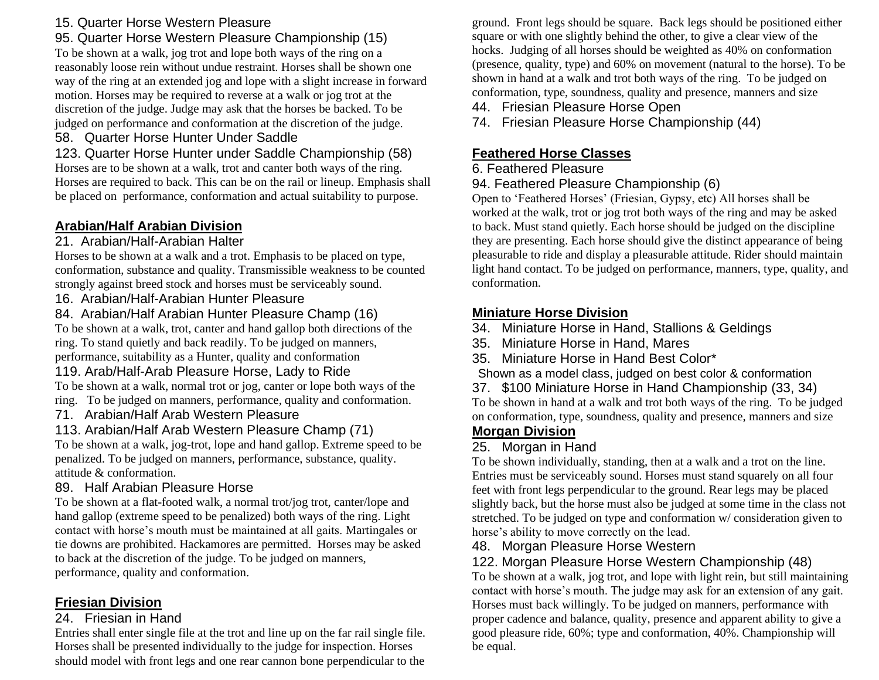15. Quarter Horse Western Pleasure

95. Quarter Horse Western Pleasure Championship (15)

To be shown at a walk, jog trot and lope both ways of the ring on a reasonably loose rein without undue restraint. Horses shall be shown one way of the ring at an extended jog and lope with a slight increase in forward motion. Horses may be required to reverse at a walk or jog trot at the discretion of the judge. Judge may ask that the horses be backed. To be judged on performance and conformation at the discretion of the judge.

58. Quarter Horse Hunter Under Saddle

123. Quarter Horse Hunter under Saddle Championship (58)

Horses are to be shown at a walk, trot and canter both ways of the ring. Horses are required to back. This can be on the rail or lineup. Emphasis shall be placed on performance, conformation and actual suitability to purpose.

## Arabian/Half Arabian Division

21. Arabian/Half-Arabian Halter

Horses to be shown at a walk and a trot. Emphasis to be placed on type, conformation, substance and quality. Transmissible weakness to be counted strongly against breed stock and horses must be serviceably sound.

16. Arabian/Half-Arabian Hunter Pleasure

84. Arabian/Half Arabian Hunter Pleasure Champ (16)

To be shown at a walk, trot, canter and hand gallop both directions of the ring. To stand quietly and back readily. To be judged on manners, performance, suitability as a Hunter, quality and conformation

119. Arab/Half-Arab Pleasure Horse, Lady to Ride

To be shown at a walk, normal trot or jog, canter or lope both ways of the ring. To be judged on manners, performance, quality and conformation.

71. Arabian/Half Arab Western Pleasure

113. Arabian/Half Arab Western Pleasure Champ (71)

To be shown at a walk, jog-trot, lope and hand gallop. Extreme speed to be penalized. To be judged on manners, performance, substance, quality. attitude & conformation.

89. Half Arabian Pleasure Horse

To be shown at a flat-footed walk, a normal trot/jog trot, canter/lope and hand gallop (extreme speed to be penalized) both ways of the ring. Light contact with horse's mouth must be maintained at all gaits. Martingales or tie downs are prohibited. Hackamores are permitted. Horses may be asked to back at the discretion of the judge. To be judged on manners, performance, quality and conformation.

## Friesian Division

24. Friesian in Hand

Entries shall enter single file at the trot and line up on the far rail single file. Horses shall be presented individually to the judge for inspection. Horses should model with front legs and one rear cannon bone perpendicular to the ground. Front legs should be square. Back legs should be positioned either square or with one slightly behind the other, to give a clear view of the hocks. Judging of all horses should be weighted as 40% on conformation (presence, quality, type) and 60% on movement (natural to the horse). To be shown in hand at a walk and trot both ways of the ring. To be judged on conformation, type, soundness, quality and presence, manners and size

44. Friesian Pleasure Horse Open

74. Friesian Pleasure Horse Championship (44)

## Feathered Horse Classes

6. Feathered Pleasure

94. Feathered Pleasure Championship (6)

Open to 'Feathered Horses' (Friesian, Gypsy, etc) All horses shall be worked at the walk, trot or jog trot both ways of the ring and may be asked to back. Must stand quietly. Each horse should be judged on the discipline they are presenting. Each horse should give the distinct appearance of being pleasurable to ride and display a pleasurable attitude. Rider should maintain light hand contact. To be judged on performance, manners, type, quality, and conformation.

## Miniature Horse Division

34. Miniature Horse in Hand, Stallions & Geldings

35. Miniature Horse in Hand, Mares

35. Miniature Horse in Hand Best Color*

Shown as a model class, judged on best color & conformation

37. $100 Miniature Horse in Hand Championship (33, 34)

To be shown in hand at a walk and trot both ways of the ring. To be judged on conformation, type, soundness, quality and presence, manners and size

## Morgan Division

25. Morgan in Hand

To be shown individually, standing, then at a walk and a trot on the line. Entries must be serviceably sound. Horses must stand squarely on all four feet with front legs perpendicular to the ground. Rear legs may be placed slightly back, but the horse must also be judged at some time in the class not stretched. To be judged on type and conformation w/ consideration given to horse's ability to move correctly on the lead.

48. Morgan Pleasure Horse Western

122. Morgan Pleasure Horse Western Championship (48)

To be shown at a walk, jog trot, and lope with light rein, but still maintaining contact with horse's mouth. The judge may ask for an extension of any gait. Horses must back willingly. To be judged on manners, performance with proper cadence and balance, quality, presence and apparent ability to give a good pleasure ride, 60%; type and conformation, 40%. Championship will be equal.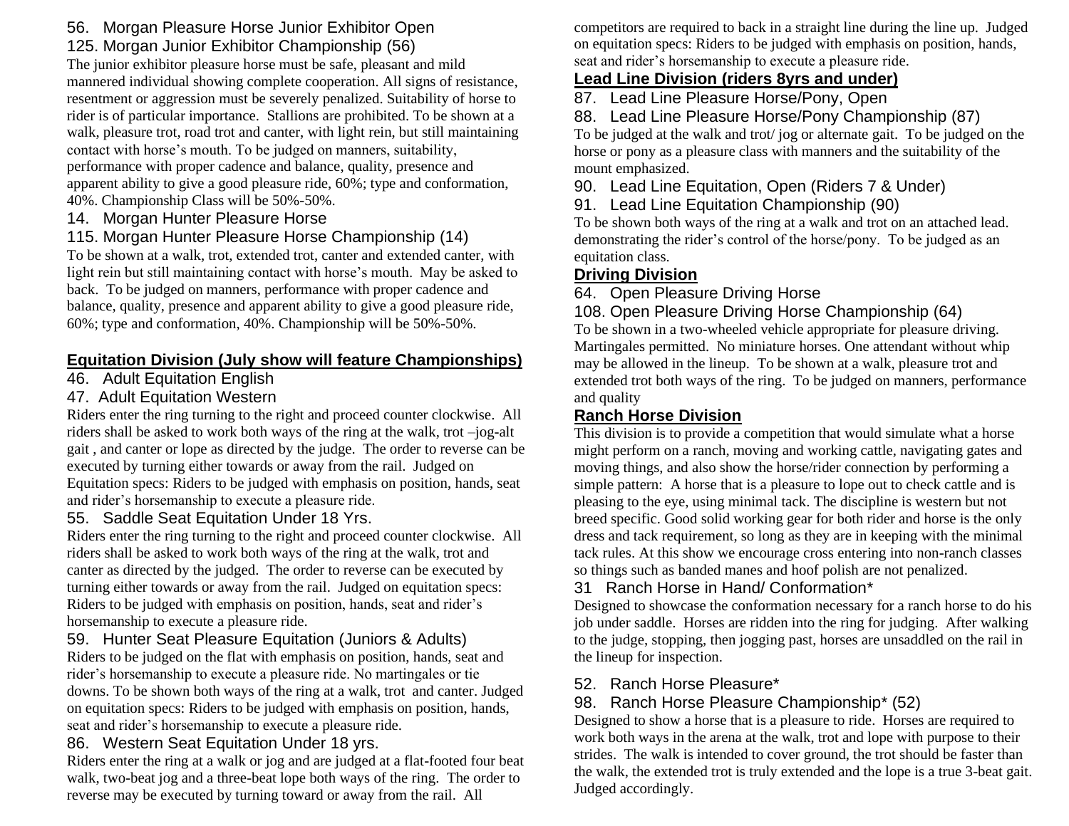56. Morgan Pleasure Horse Junior Exhibitor Open

125. Morgan Junior Exhibitor Championship (56)

The junior exhibitor pleasure horse must be safe, pleasant and mild mannered individual showing complete cooperation. All signs of resistance, resentment or aggression must be severely penalized. Suitability of horse to rider is of particular importance. Stallions are prohibited. To be shown at a walk, pleasure trot, road trot and canter, with light rein, but still maintaining contact with horse's mouth. To be judged on manners, suitability, performance with proper cadence and balance, quality, presence and apparent ability to give a good pleasure ride, 60%; type and conformation, 40%. Championship Class will be 50%-50%.

14. Morgan Hunter Pleasure Horse

115. Morgan Hunter Pleasure Horse Championship (14)

To be shown at a walk, trot, extended trot, canter and extended canter, with light rein but still maintaining contact with horse's mouth. May be asked to back. To be judged on manners, performance with proper cadence and balance, quality, presence and apparent ability to give a good pleasure ride, 60%; type and conformation, 40%. Championship will be 50%-50%.

## **Equitation Division (July show will feature Championships)**

46. Adult Equitation English

47. Adult Equitation Western

Riders enter the ring turning to the right and proceed counter clockwise. All riders shall be asked to work both ways of the ring at the walk, trot –jog-alt gait , and canter or lope as directed by the judge. The order to reverse can be executed by turning either towards or away from the rail. Judged on Equitation specs: Riders to be judged with emphasis on position, hands, seat and rider's horsemanship to execute a pleasure ride.

55. Saddle Seat Equitation Under 18 Yrs.

Riders enter the ring turning to the right and proceed counter clockwise. All riders shall be asked to work both ways of the ring at the walk, trot and canter as directed by the judged. The order to reverse can be executed by turning either towards or away from the rail. Judged on equitation specs: Riders to be judged with emphasis on position, hands, seat and rider's horsemanship to execute a pleasure ride.

59. Hunter Seat Pleasure Equitation (Juniors & Adults)

Riders to be judged on the flat with emphasis on position, hands, seat and rider's horsemanship to execute a pleasure ride. No martingales or tie downs. To be shown both ways of the ring at a walk, trot and canter. Judged on equitation specs: Riders to be judged with emphasis on position, hands, seat and rider's horsemanship to execute a pleasure ride.

86. Western Seat Equitation Under 18 yrs.

Riders enter the ring at a walk or jog and are judged at a flat-footed four beat walk, two-beat jog and a three-beat lope both ways of the ring. The order to reverse may be executed by turning toward or away from the rail. All competitors are required to back in a straight line during the line up. Judged on equitation specs: Riders to be judged with emphasis on position, hands, seat and rider's horsemanship to execute a pleasure ride.

## **Lead Line Division (riders 8yrs and under)**

87. Lead Line Pleasure Horse/Pony, Open

88. Lead Line Pleasure Horse/Pony Championship (87)

To be judged at the walk and trot/ jog or alternate gait. To be judged on the horse or pony as a pleasure class with manners and the suitability of the mount emphasized.

90. Lead Line Equitation, Open (Riders 7 & Under)

91. Lead Line Equitation Championship (90)

To be shown both ways of the ring at a walk and trot on an attached lead. demonstrating the rider's control of the horse/pony. To be judged as an equitation class.

## **Driving Division**

64. Open Pleasure Driving Horse

108. Open Pleasure Driving Horse Championship (64)

To be shown in a two-wheeled vehicle appropriate for pleasure driving. Martingales permitted. No miniature horses. One attendant without whip may be allowed in the lineup. To be shown at a walk, pleasure trot and extended trot both ways of the ring. To be judged on manners, performance and quality

## **Ranch Horse Division**

This division is to provide a competition that would simulate what a horse might perform on a ranch, moving and working cattle, navigating gates and moving things, and also show the horse/rider connection by performing a simple pattern: A horse that is a pleasure to lope out to check cattle and is pleasing to the eye, using minimal tack. The discipline is western but not breed specific. Good solid working gear for both rider and horse is the only dress and tack requirement, so long as they are in keeping with the minimal tack rules. At this show we encourage cross entering into non-ranch classes so things such as banded manes and hoof polish are not penalized.

31 Ranch Horse in Hand/ Conformation*

Designed to showcase the conformation necessary for a ranch horse to do his job under saddle. Horses are ridden into the ring for judging. After walking to the judge, stopping, then jogging past, horses are unsaddled on the rail in the lineup for inspection.

52. Ranch Horse Pleasure*

98. Ranch Horse Pleasure Championship* (52)

Designed to show a horse that is a pleasure to ride. Horses are required to work both ways in the arena at the walk, trot and lope with purpose to their strides. The walk is intended to cover ground, the trot should be faster than the walk, the extended trot is truly extended and the lope is a true 3-beat gait. Judged accordingly.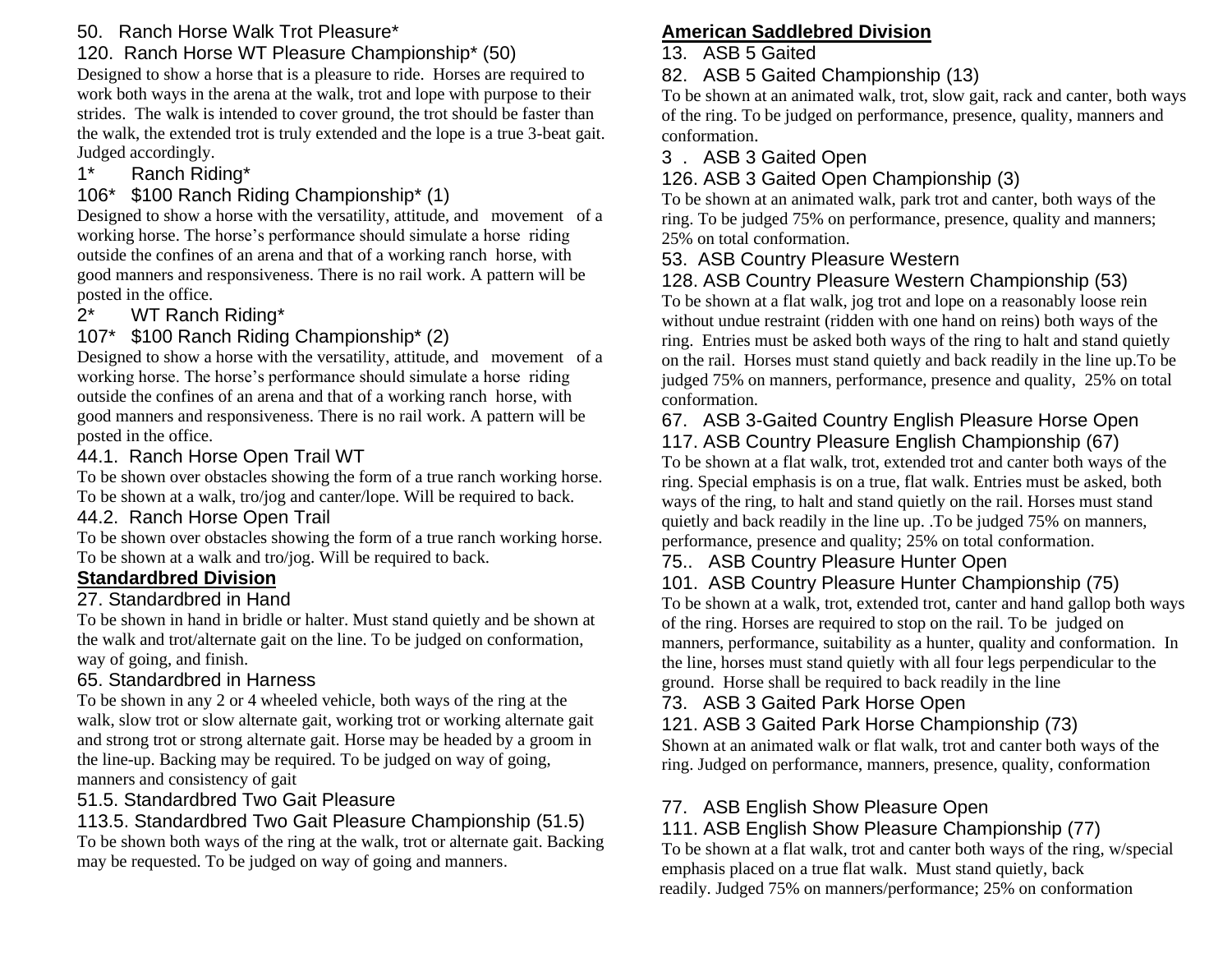50. Ranch Horse Walk Trot Pleasure*

120. Ranch Horse WT Pleasure Championship* (50)

Designed to show a horse that is a pleasure to ride. Horses are required to work both ways in the arena at the walk, trot and lope with purpose to their strides. The walk is intended to cover ground, the trot should be faster than the walk, the extended trot is truly extended and the lope is a true 3-beat gait. Judged accordingly.

1* Ranch Riding*

106* $100 Ranch Riding Championship* (1)

Designed to show a horse with the versatility, attitude, and movement of a working horse. The horse's performance should simulate a horse riding outside the confines of an arena and that of a working ranch horse, with good manners and responsiveness. There is no rail work. A pattern will be posted in the office.

2* WT Ranch Riding*

107* $100 Ranch Riding Championship* (2)

Designed to show a horse with the versatility, attitude, and movement of a working horse. The horse's performance should simulate a horse riding outside the confines of an arena and that of a working ranch horse, with good manners and responsiveness. There is no rail work. A pattern will be posted in the office.

44.1. Ranch Horse Open Trail WT

To be shown over obstacles showing the form of a true ranch working horse. To be shown at a walk, tro/jog and canter/lope. Will be required to back.

44.2. Ranch Horse Open Trail

To be shown over obstacles showing the form of a true ranch working horse. To be shown at a walk and tro/jog. Will be required to back.

## **Standardbred Division**

27. Standardbred in Hand

To be shown in hand in bridle or halter. Must stand quietly and be shown at the walk and trot/alternate gait on the line. To be judged on conformation, way of going, and finish.

65. Standardbred in Harness

To be shown in any 2 or 4 wheeled vehicle, both ways of the ring at the walk, slow trot or slow alternate gait, working trot or working alternate gait and strong trot or strong alternate gait. Horse may be headed by a groom in the line-up. Backing may be required. To be judged on way of going, manners and consistency of gait

51.5. Standardbred Two Gait Pleasure

113.5. Standardbred Two Gait Pleasure Championship (51.5)

To be shown both ways of the ring at the walk, trot or alternate gait. Backing may be requested. To be judged on way of going and manners.

## **American Saddlebred Division**

13. ASB 5 Gaited

82. ASB 5 Gaited Championship (13)

To be shown at an animated walk, trot, slow gait, rack and canter, both ways of the ring. To be judged on performance, presence, quality, manners and conformation.

3 . ASB 3 Gaited Open

126. ASB 3 Gaited Open Championship (3)

To be shown at an animated walk, park trot and canter, both ways of the ring. To be judged 75% on performance, presence, quality and manners; 25% on total conformation.

53. ASB Country Pleasure Western

128. ASB Country Pleasure Western Championship (53)

To be shown at a flat walk, jog trot and lope on a reasonably loose rein without undue restraint (ridden with one hand on reins) both ways of the ring. Entries must be asked both ways of the ring to halt and stand quietly on the rail. Horses must stand quietly and back readily in the line up.To be judged 75% on manners, performance, presence and quality, 25% on total conformation.

67. ASB 3-Gaited Country English Pleasure Horse Open

117. ASB Country Pleasure English Championship (67)

To be shown at a flat walk, trot, extended trot and canter both ways of the ring. Special emphasis is on a true, flat walk. Entries must be asked, both ways of the ring, to halt and stand quietly on the rail. Horses must stand quietly and back readily in the line up. .To be judged 75% on manners, performance, presence and quality; 25% on total conformation.

75.. ASB Country Pleasure Hunter Open

101. ASB Country Pleasure Hunter Championship (75)

To be shown at a walk, trot, extended trot, canter and hand gallop both ways of the ring. Horses are required to stop on the rail. To be judged on manners, performance, suitability as a hunter, quality and conformation. In the line, horses must stand quietly with all four legs perpendicular to the ground. Horse shall be required to back readily in the line

73. ASB 3 Gaited Park Horse Open

121. ASB 3 Gaited Park Horse Championship (73)

Shown at an animated walk or flat walk, trot and canter both ways of the ring. Judged on performance, manners, presence, quality, conformation

77. ASB English Show Pleasure Open

111. ASB English Show Pleasure Championship (77)

To be shown at a flat walk, trot and canter both ways of the ring, w/special emphasis placed on a true flat walk. Must stand quietly, back readily. Judged 75% on manners/performance; 25% on conformation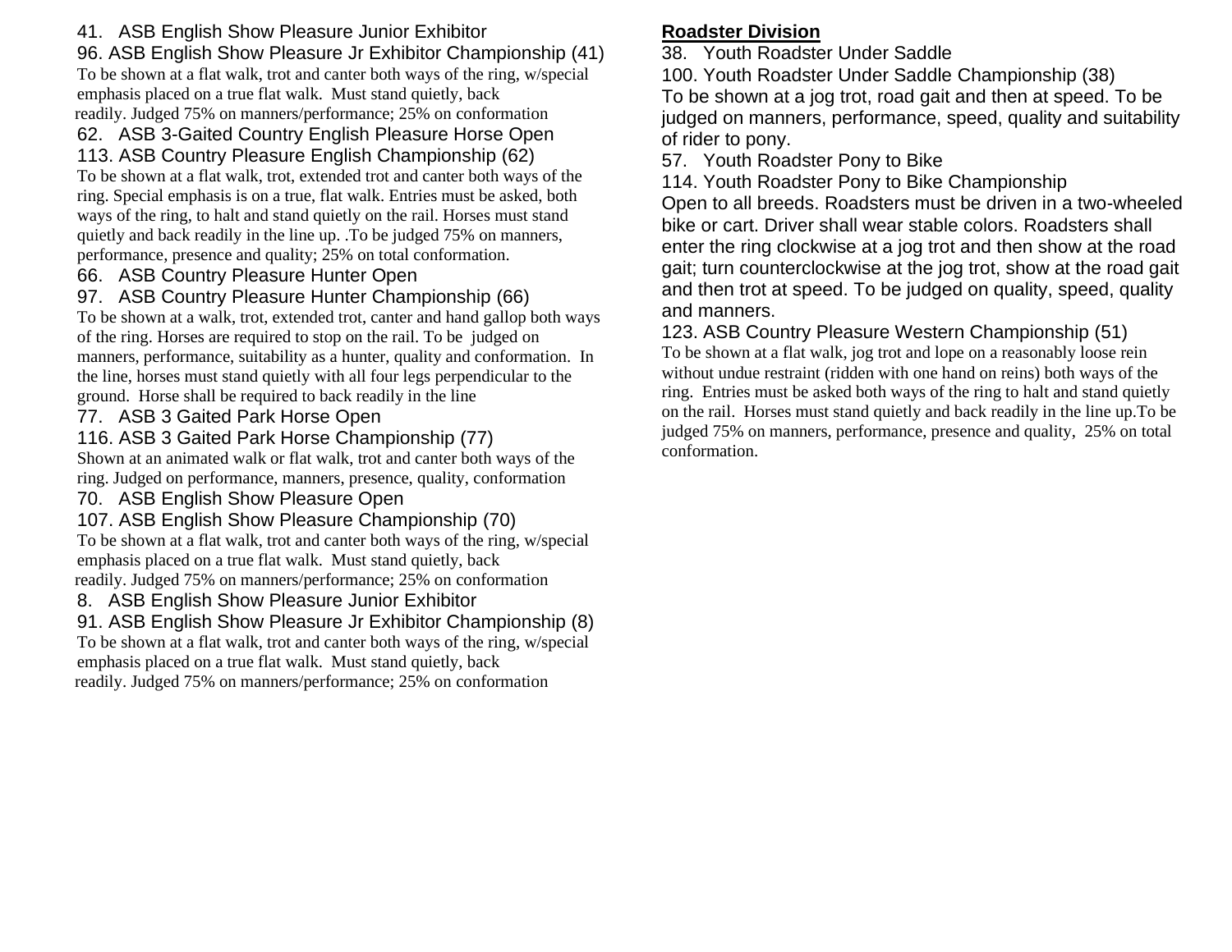41. ASB English Show Pleasure Junior Exhibitor
96. ASB English Show Pleasure Jr Exhibitor Championship (41)
To be shown at a flat walk, trot and canter both ways of the ring, w/special emphasis placed on a true flat walk. Must stand quietly, back readily. Judged 75% on manners/performance; 25% on conformation

62. ASB 3-Gaited Country English Pleasure Horse Open
113. ASB Country Pleasure English Championship (62)
To be shown at a flat walk, trot, extended trot and canter both ways of the ring. Special emphasis is on a true, flat walk. Entries must be asked, both ways of the ring, to halt and stand quietly on the rail. Horses must stand quietly and back readily in the line up. .To be judged 75% on manners, performance, presence and quality; 25% on total conformation.

66. ASB Country Pleasure Hunter Open
97. ASB Country Pleasure Hunter Championship (66)
To be shown at a walk, trot, extended trot, canter and hand gallop both ways of the ring. Horses are required to stop on the rail. To be judged on manners, performance, suitability as a hunter, quality and conformation. In the line, horses must stand quietly with all four legs perpendicular to the ground. Horse shall be required to back readily in the line

77. ASB 3 Gaited Park Horse Open
116. ASB 3 Gaited Park Horse Championship (77)
Shown at an animated walk or flat walk, trot and canter both ways of the ring. Judged on performance, manners, presence, quality, conformation

70. ASB English Show Pleasure Open
107. ASB English Show Pleasure Championship (70)
To be shown at a flat walk, trot and canter both ways of the ring, w/special emphasis placed on a true flat walk. Must stand quietly, back readily. Judged 75% on manners/performance; 25% on conformation

8. ASB English Show Pleasure Junior Exhibitor
91. ASB English Show Pleasure Jr Exhibitor Championship (8)
To be shown at a flat walk, trot and canter both ways of the ring, w/special emphasis placed on a true flat walk. Must stand quietly, back readily. Judged 75% on manners/performance; 25% on conformation

**Roadster Division**

38. Youth Roadster Under Saddle
100. Youth Roadster Under Saddle Championship (38)
To be shown at a jog trot, road gait and then at speed. To be judged on manners, performance, speed, quality and suitability of rider to pony.

57. Youth Roadster Pony to Bike
114. Youth Roadster Pony to Bike Championship
Open to all breeds. Roadsters must be driven in a two-wheeled bike or cart. Driver shall wear stable colors. Roadsters shall enter the ring clockwise at a jog trot and then show at the road gait; turn counterclockwise at the jog trot, show at the road gait and then trot at speed. To be judged on quality, speed, quality and manners.

123. ASB Country Pleasure Western Championship (51)
To be shown at a flat walk, jog trot and lope on a reasonably loose rein without undue restraint (ridden with one hand on reins) both ways of the ring. Entries must be asked both ways of the ring to halt and stand quietly on the rail. Horses must stand quietly and back readily in the line up.To be judged 75% on manners, performance, presence and quality, 25% on total conformation.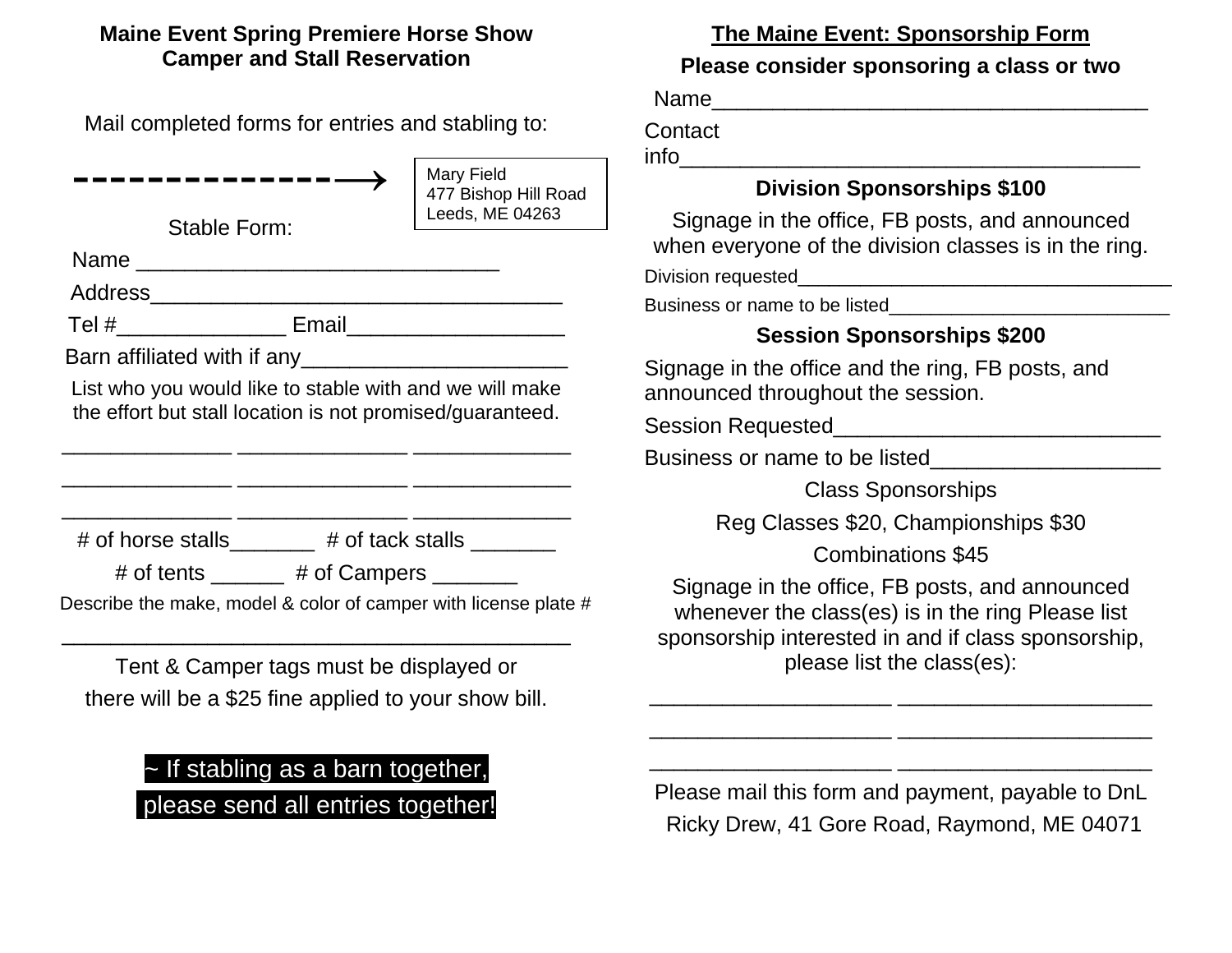**Maine Event Spring Premiere Horse Show**
**Camper and Stall Reservation**

Mail completed forms for entries and stabling to:

--------------→

Mary Field
477 Bishop Hill Road
Leeds, ME 04263

Stable Form:

Name ______________________________

Address___________________________________

Tel #______________ Email__________________

Barn affiliated with if any______________________

List who you would like to stable with and we will make the effort but stall location is not promised/guaranteed.

______________ ______________ _____________
______________ ______________ _____________
______________ ______________ _____________

# of horse stalls_______ # of tack stalls _______

# of tents ______ # of Campers _______

Describe the make, model & color of camper with license plate #

__________________________________________

Tent & Camper tags must be displayed or there will be a $25 fine applied to your show bill.

**~ If stabling as a barn together, please send all entries together!**

**The Maine Event: Sponsorship Form**

**Please consider sponsoring a class or two**

Name____________________________________

Contact info________________________________________

**Division Sponsorships $100**

Signage in the office, FB posts, and announced when everyone of the division classes is in the ring.

Division requested____________________________________

Business or name to be listed___________________________

**Session Sponsorships $200**

Signage in the office and the ring, FB posts, and announced throughout the session.

Session Requested___________________________

Business or name to be listed___________________

Class Sponsorships

Reg Classes $20, Championships $30

Combinations $45

Signage in the office, FB posts, and announced whenever the class(es) is in the ring Please list sponsorship interested in and if class sponsorship, please list the class(es):

____________________ _____________________
____________________ _____________________
____________________ _____________________

Please mail this form and payment, payable to DnL

Ricky Drew, 41 Gore Road, Raymond, ME 04071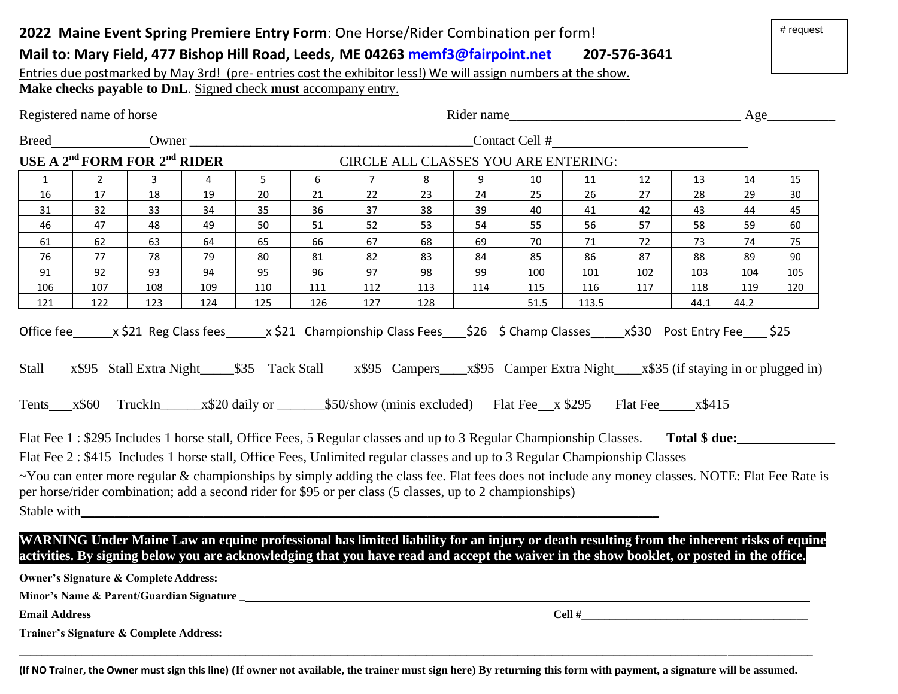**2022 Maine Event Spring Premiere Entry Form**: One Horse/Rider Combination per form!

**Mail to: Mary Field, 477 Bishop Hill Road, Leeds, ME 04263 memf3@fairpoint.net 207-576-3641**

# request

Entries due postmarked by May 3rd! (pre- entries cost the exhibitor less!) We will assign numbers at the show.

**Make checks payable to DnL**. Signed check **must** accompany entry.

Registered name of horse__________________________________________Rider name__________________________________ Age__________

Breed______________Owner ________________________________________Contact Cell #____________________________

**USE A 2nd FORM FOR 2nd RIDER** CIRCLE ALL CLASSES YOU ARE ENTERING:

| | | | | | | | | | | | | | | |
|---|---|---|---|---|---|---|---|---|---|---|---|---|---|---|
| 1 | 2 | 3 | 4 | 5 | 6 | 7 | 8 | 9 | 10 | 11 | 12 | 13 | 14 | 15 |
| 16 | 17 | 18 | 19 | 20 | 21 | 22 | 23 | 24 | 25 | 26 | 27 | 28 | 29 | 30 |
| 31 | 32 | 33 | 34 | 35 | 36 | 37 | 38 | 39 | 40 | 41 | 42 | 43 | 44 | 45 |
| 46 | 47 | 48 | 49 | 50 | 51 | 52 | 53 | 54 | 55 | 56 | 57 | 58 | 59 | 60 |
| 61 | 62 | 63 | 64 | 65 | 66 | 67 | 68 | 69 | 70 | 71 | 72 | 73 | 74 | 75 |
| 76 | 77 | 78 | 79 | 80 | 81 | 82 | 83 | 84 | 85 | 86 | 87 | 88 | 89 | 90 |
| 91 | 92 | 93 | 94 | 95 | 96 | 97 | 98 | 99 | 100 | 101 | 102 | 103 | 104 | 105 |
| 106 | 107 | 108 | 109 | 110 | 111 | 112 | 113 | 114 | 115 | 116 | 117 | 118 | 119 | 120 |
| 121 | 122 | 123 | 124 | 125 | 126 | 127 | 128 | | 51.5 | 113.5 | | 44.1 | 44.2 | |

Office fee______x $21 Reg Class fees______x $21 Championship Class Fees___$26 $ Champ Classes_____x$30 Post Entry Fee___ $25

Stall____x$95 Stall Extra Night_____$35 Tack Stall_____x$95 Campers____x$95 Camper Extra Night____x$35 (if staying in or plugged in)

Tents___x$60 TruckIn______x$20 daily or _______$50/show (minis excluded) Flat Fee__x $295 Flat Fee_____x$415

Flat Fee 1 : $295 Includes 1 horse stall, Office Fees, 5 Regular classes and up to 3 Regular Championship Classes. **Total $ due:**______________

Flat Fee 2 : $415 Includes 1 horse stall, Office Fees, Unlimited regular classes and up to 3 Regular Championship Classes

~You can enter more regular & championships by simply adding the class fee. Flat fees does not include any money classes. NOTE: Flat Fee Rate is per horse/rider combination; add a second rider for $95 or per class (5 classes, up to 2 championships)

Stable with______________________________________________________________________________

**WARNING Under Maine Law an equine professional has limited liability for an injury or death resulting from the inherent risks of equine activities. By signing below you are acknowledging that you have read and accept the waiver in the show booklet, or posted in the office.**

**Owner's Signature & Complete Address:** ______________________________________________________________

**Minor's Name & Parent/Guardian Signature** ______________________________________________________________

**Email Address**______________________________________________ **Cell #**________________________________

**Trainer's Signature & Complete Address:**______________________________________________________________

**(If NO Trainer, the Owner must sign this line) (If owner not available, the trainer must sign here) By returning this form with payment, a signature will be assumed.**